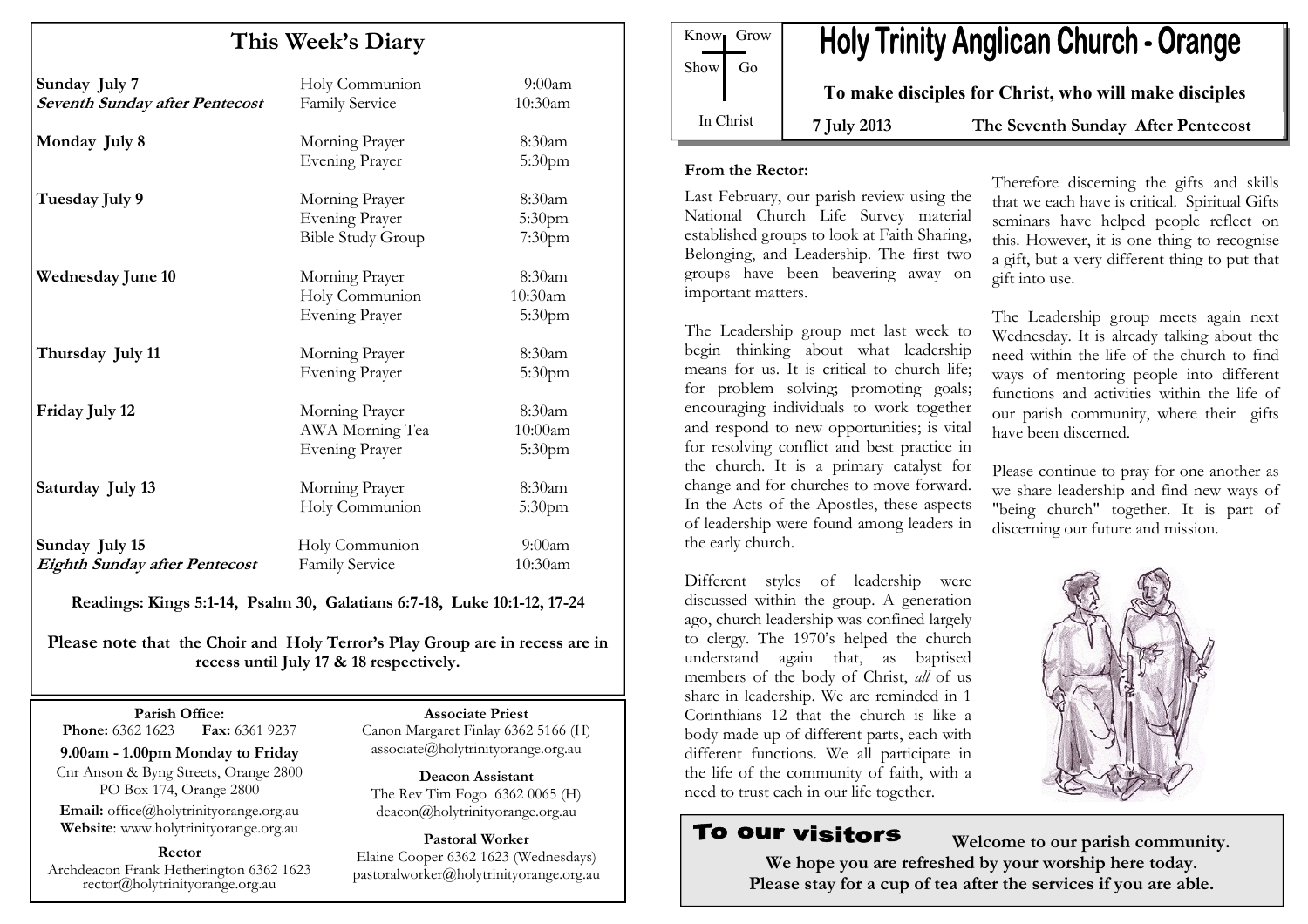# Holy Trinity Anglican Church - Orange

Know Grow
Show Go
In Christ

**To make disciples for Christ, who will make disciples**

**7 July 2013** **The Seventh Sunday After Pentecost**

## This Week's Diary

| | | |
|---|---|---|
| **Sunday July 7** | Holy Communion | 9:00am |
| ***Seventh Sunday after Pentecost*** | Family Service | 10:30am |
| **Monday July 8** | Morning Prayer | 8:30am |
| | Evening Prayer | 5:30pm |
| **Tuesday July 9** | Morning Prayer | 8:30am |
| | Evening Prayer | 5:30pm |
| | Bible Study Group | 7:30pm |
| **Wednesday June 10** | Morning Prayer | 8:30am |
| | Holy Communion | 10:30am |
| | Evening Prayer | 5:30pm |
| **Thursday July 11** | Morning Prayer | 8:30am |
| | Evening Prayer | 5:30pm |
| **Friday July 12** | Morning Prayer | 8:30am |
| | AWA Morning Tea | 10:00am |
| | Evening Prayer | 5:30pm |
| **Saturday July 13** | Morning Prayer | 8:30am |
| | Holy Communion | 5:30pm |
| **Sunday July 15** | Holy Communion | 9:00am |
| ***Eighth Sunday after Pentecost*** | Family Service | 10:30am |

**Readings: Kings 5:1-14, Psalm 30, Galatians 6:7-18, Luke 10:1-12, 17-24**

**Please note that the Choir and Holy Terror's Play Group are in recess are in recess until July 17 & 18 respectively.**

**Parish Office:**
**Phone:** 6362 1623 **Fax:** 6361 9237
**9.00am - 1.00pm Monday to Friday**
Cnr Anson & Byng Streets, Orange 2800
PO Box 174, Orange 2800
**Email:** office@holytrinityorange.org.au
**Website**: www.holytrinityorange.org.au

**Rector**
Archdeacon Frank Hetherington 6362 1623
rector@holytrinityorange.org.au

**Associate Priest**
Canon Margaret Finlay 6362 5166 (H)
associate@holytrinityorange.org.au

**Deacon Assistant**
The Rev Tim Fogo 6362 0065 (H)
deacon@holytrinityorange.org.au

**Pastoral Worker**
Elaine Cooper 6362 1623 (Wednesdays)
pastoralworker@holytrinityorange.org.au

### From the Rector:

Last February, our parish review using the National Church Life Survey material established groups to look at Faith Sharing, Belonging, and Leadership. The first two groups have been beavering away on important matters.

The Leadership group met last week to begin thinking about what leadership means for us. It is critical to church life; for problem solving; promoting goals; encouraging individuals to work together and respond to new opportunities; is vital for resolving conflict and best practice in the church. It is a primary catalyst for change and for churches to move forward. In the Acts of the Apostles, these aspects of leadership were found among leaders in the early church.

Different styles of leadership were discussed within the group. A generation ago, church leadership was confined largely to clergy. The 1970's helped the church understand again that, as baptised members of the body of Christ, *all* of us share in leadership. We are reminded in 1 Corinthians 12 that the church is like a body made up of different parts, each with different functions. We all participate in the life of the community of faith, with a need to trust each in our life together.

Therefore discerning the gifts and skills that we each have is critical. Spiritual Gifts seminars have helped people reflect on this. However, it is one thing to recognise a gift, but a very different thing to put that gift into use.

The Leadership group meets again next Wednesday. It is already talking about the need within the life of the church to find ways of mentoring people into different functions and activities within the life of our parish community, where their gifts have been discerned.

Please continue to pray for one another as we share leadership and find new ways of "being church" together. It is part of discerning our future and mission.

## To our visitors

**Welcome to our parish community.**
**We hope you are refreshed by your worship here today.**
**Please stay for a cup of tea after the services if you are able.**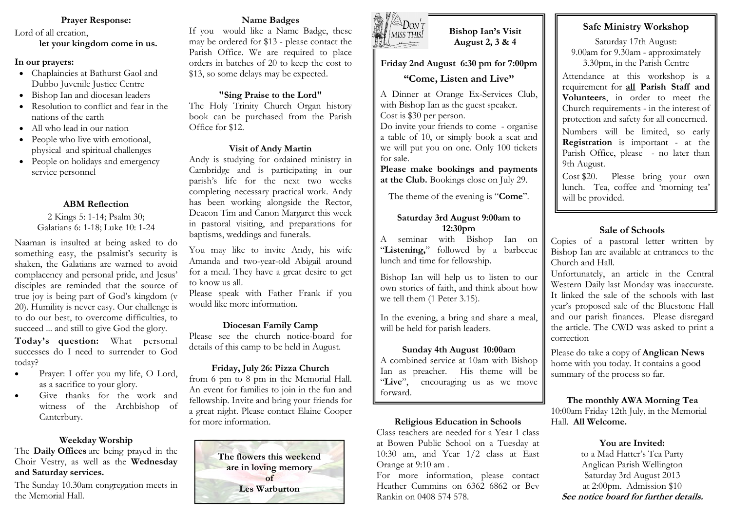**Prayer Response:**

Lord of all creation,
**let your kingdom come in us.**

**In our prayers:**

- Chaplaincies at Bathurst Gaol and Dubbo Juvenile Justice Centre
- Bishop Ian and diocesan leaders
- Resolution to conflict and fear in the nations of the earth
- All who lead in our nation
- People who live with emotional, physical and spiritual challenges
- People on holidays and emergency service personnel

### ABM Reflection

2 Kings 5: 1-14; Psalm 30; Galatians 6: 1-18; Luke 10: 1-24

Naaman is insulted at being asked to do something easy, the psalmist's security is shaken, the Galatians are warned to avoid complacency and personal pride, and Jesus' disciples are reminded that the source of true joy is being part of God's kingdom (v 20). Humility is never easy. Our challenge is to do our best, to overcome difficulties, to succeed ... and still to give God the glory.

**Today's question:** What personal successes do I need to surrender to God today?

- Prayer: I offer you my life, O Lord, as a sacrifice to your glory.
- Give thanks for the work and witness of the Archbishop of Canterbury.

### Weekday Worship

The **Daily Offices** are being prayed in the Choir Vestry, as well as the **Wednesday and Saturday services.**

The Sunday 10.30am congregation meets in the Memorial Hall.

### Name Badges

If you would like a Name Badge, these may be ordered for $13 - please contact the Parish Office. We are required to place orders in batches of 20 to keep the cost to $13, so some delays may be expected.

### "Sing Praise to the Lord"

The Holy Trinity Church Organ history book can be purchased from the Parish Office for $12.

### Visit of Andy Martin

Andy is studying for ordained ministry in Cambridge and is participating in our parish's life for the next two weeks completing necessary practical work. Andy has been working alongside the Rector, Deacon Tim and Canon Margaret this week in pastoral visiting, and preparations for baptisms, weddings and funerals.

You may like to invite Andy, his wife Amanda and two-year-old Abigail around for a meal. They have a great desire to get to know us all.
Please speak with Father Frank if you would like more information.

### Diocesan Family Camp

Please see the church notice-board for details of this camp to be held in August.

### Friday, July 26: Pizza Church

from 6 pm to 8 pm in the Memorial Hall. An event for families to join in the fun and fellowship. Invite and bring your friends for a great night. Please contact Elaine Cooper for more information.

**The flowers this weekend are in loving memory of Les Warburton**

DON'T MISS THIS!

## Bishop Ian's Visit August 2, 3 & 4

**Friday 2nd August 6:30 pm for 7:00pm**

### "Come, Listen and Live"

A Dinner at Orange Ex-Services Club, with Bishop Ian as the guest speaker.
Cost is $30 per person.
Do invite your friends to come - organise a table of 10, or simply book a seat and we will put you on one. Only 100 tickets for sale.
**Please make bookings and payments at the Club.** Bookings close on July 29.

The theme of the evening is "**Come**".

**Saturday 3rd August 9:00am to 12:30pm**

A seminar with Bishop Ian on "**Listening,**" followed by a barbecue lunch and time for fellowship.

Bishop Ian will help us to listen to our own stories of faith, and think about how we tell them (1 Peter 3.15).

In the evening, a bring and share a meal, will be held for parish leaders.

**Sunday 4th August 10:00am**

A combined service at 10am with Bishop Ian as preacher. His theme will be "**Live**", encouraging us as we move forward.

### Religious Education in Schools

Class teachers are needed for a Year 1 class at Bowen Public School on a Tuesday at 10:30 am, and Year 1/2 class at East Orange at 9:10 am .
For more information, please contact Heather Cummins on 6362 6862 or Bev Rankin on 0408 574 578.

### Safe Ministry Workshop

Saturday 17th August:
9.00am for 9.30am - approximately 3.30pm, in the Parish Centre

Attendance at this workshop is a requirement for **all Parish Staff and Volunteers**, in order to meet the Church requirements - in the interest of protection and safety for all concerned.

Numbers will be limited, so early **Registration** is important - at the Parish Office, please - no later than 9th August.

Cost $20. Please bring your own lunch. Tea, coffee and 'morning tea' will be provided.

### Sale of Schools

Copies of a pastoral letter written by Bishop Ian are available at entrances to the Church and Hall.
Unfortunately, an article in the Central Western Daily last Monday was inaccurate. It linked the sale of the schools with last year's proposed sale of the Bluestone Hall and our parish finances. Please disregard the article. The CWD was asked to print a correction

Please do take a copy of **Anglican News** home with you today. It contains a good summary of the process so far.

### The monthly AWA Morning Tea

10:00am Friday 12th July, in the Memorial Hall. **All Welcome.**

### You are Invited:

to a Mad Hatter's Tea Party
Anglican Parish Wellington
Saturday 3rd August 2013
at 2:00pm. Admission $10
***See notice board for further details.***